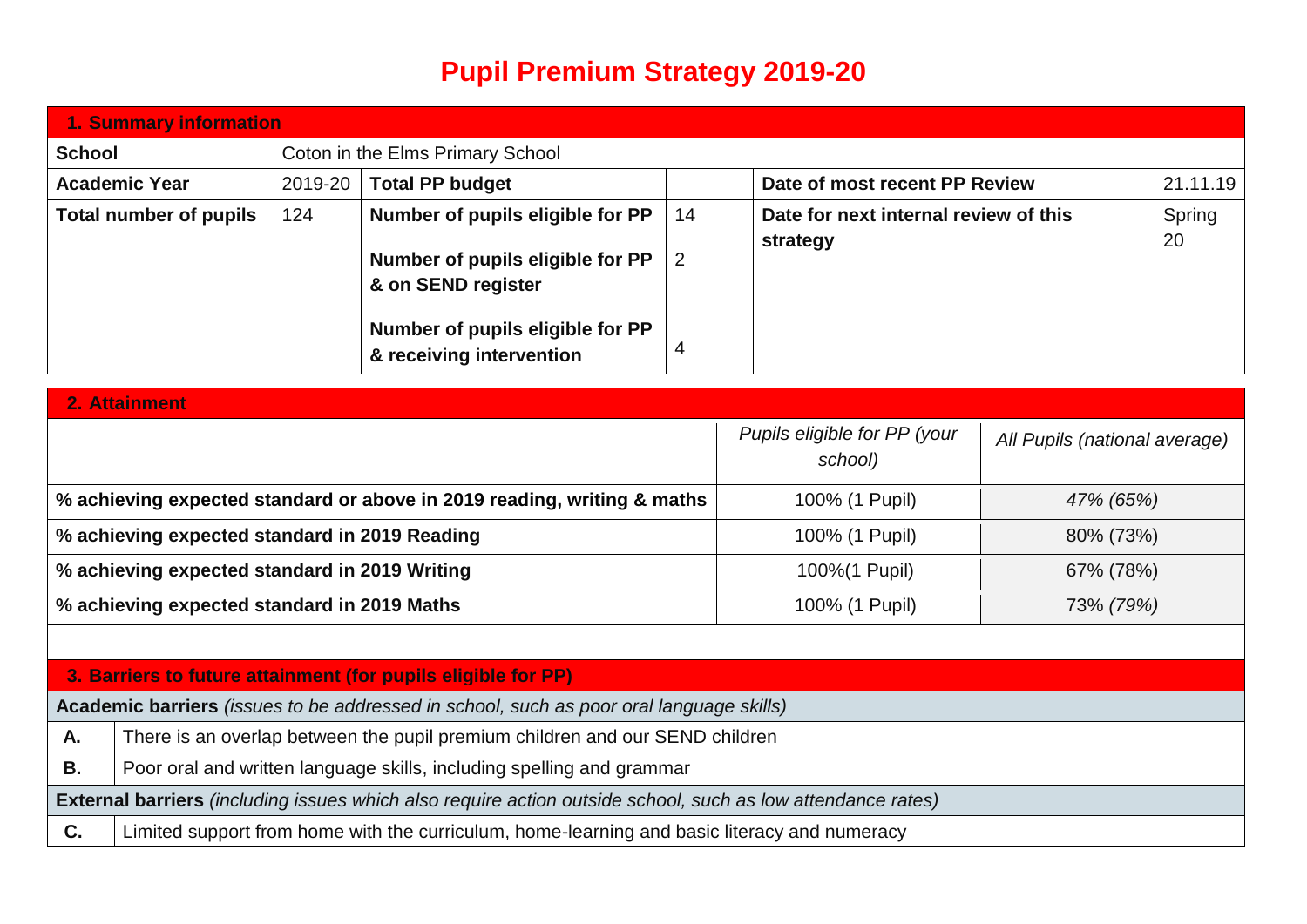# Pupil Premium Strategy 2019-20

| 1. Summary information | | | | | |
|---|---|---|---|---|---|
| **School** | Coton in the Elms Primary School | | | | |
| **Academic Year** | 2019-20 | **Total PP budget** | | **Date of most recent PP Review** | 21.11.19 |
| **Total number of pupils** | 124 | **Number of pupils eligible for PP**<br>**Number of pupils eligible for PP & on SEND register**<br>**Number of pupils eligible for PP & receiving intervention** | 14<br>2<br>4 | **Date for next internal review of this strategy** | Spring 20 |

| 2. Attainment | | |
|---|---|---|
| | *Pupils eligible for PP (your school)* | *All Pupils (national average)* |
| **% achieving expected standard or above in 2019 reading, writing & maths** | 100% (1 Pupil) | *47% (65%)* |
| **% achieving expected standard in 2019 Reading** | 100% (1 Pupil) | 80% (73%) |
| **% achieving expected standard in 2019 Writing** | 100%(1 Pupil) | 67% (78%) |
| **% achieving expected standard in 2019 Maths** | 100% (1 Pupil) | 73% *(79%)* |

| 3. Barriers to future attainment (for pupils eligible for PP) | |
|---|---|
| **Academic barriers** *(issues to be addressed in school, such as poor oral language skills)* | |
| **A.** | There is an overlap between the pupil premium children and our SEND children |
| **B.** | Poor oral and written language skills, including spelling and grammar |
| **External barriers** *(including issues which also require action outside school, such as low attendance rates)* | |
| **C.** | Limited support from home with the curriculum, home-learning and basic literacy and numeracy |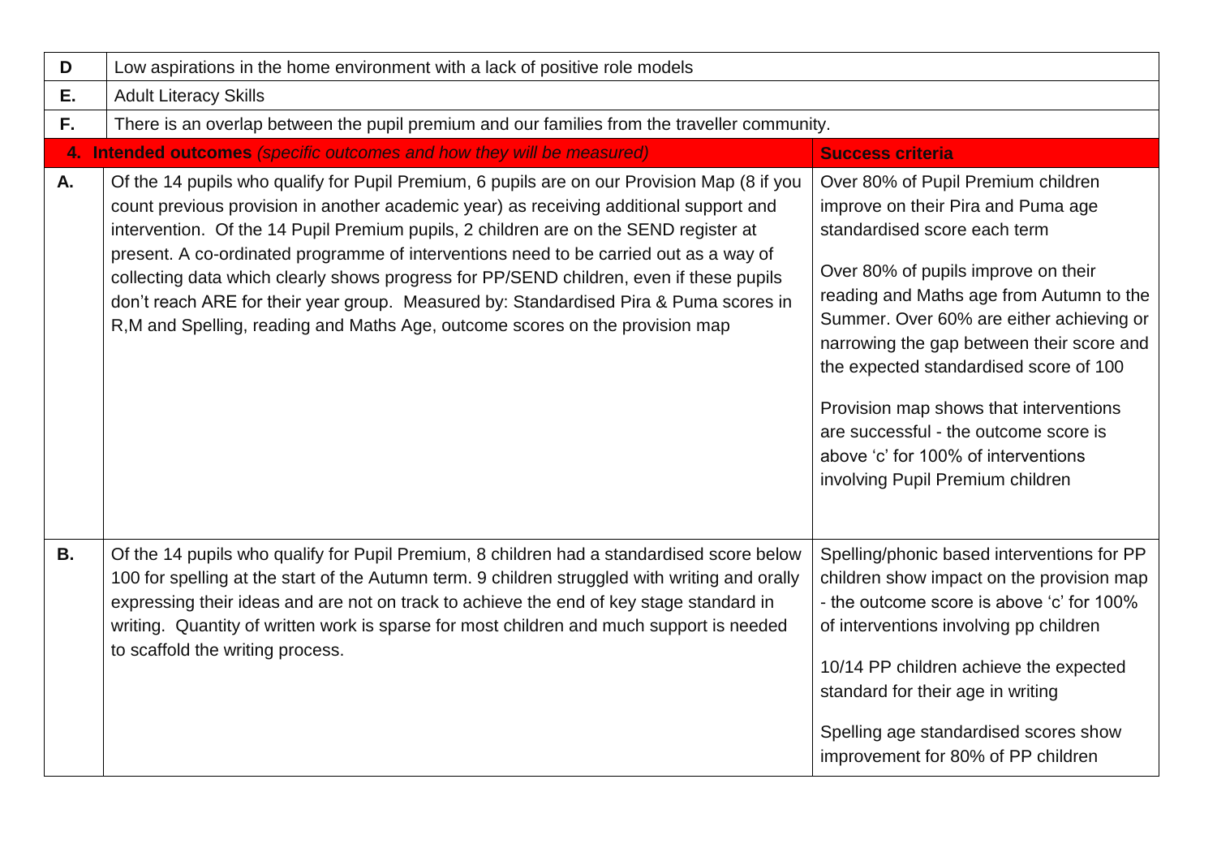| | | |
|---|---|---|
| **D** | Low aspirations in the home environment with a lack of positive role models | |
| **E.** | Adult Literacy Skills | |
| **F.** | There is an overlap between the pupil premium and our families from the traveller community. | |
| **4.** | **Intended outcomes** *(specific outcomes and how they will be measured)* | **Success criteria** |
| **A.** | Of the 14 pupils who qualify for Pupil Premium, 6 pupils are on our Provision Map (8 if you count previous provision in another academic year) as receiving additional support and intervention. Of the 14 Pupil Premium pupils, 2 children are on the SEND register at present. A co-ordinated programme of interventions need to be carried out as a way of collecting data which clearly shows progress for PP/SEND children, even if these pupils don't reach ARE for their year group. Measured by: Standardised Pira & Puma scores in R,M and Spelling, reading and Maths Age, outcome scores on the provision map | Over 80% of Pupil Premium children improve on their Pira and Puma age standardised score each term<br><br>Over 80% of pupils improve on their reading and Maths age from Autumn to the Summer. Over 60% are either achieving or narrowing the gap between their score and the expected standardised score of 100<br><br>Provision map shows that interventions are successful - the outcome score is above 'c' for 100% of interventions involving Pupil Premium children |
| **B.** | Of the 14 pupils who qualify for Pupil Premium, 8 children had a standardised score below 100 for spelling at the start of the Autumn term. 9 children struggled with writing and orally expressing their ideas and are not on track to achieve the end of key stage standard in writing. Quantity of written work is sparse for most children and much support is needed to scaffold the writing process. | Spelling/phonic based interventions for PP children show impact on the provision map - the outcome score is above 'c' for 100% of interventions involving pp children<br><br>10/14 PP children achieve the expected standard for their age in writing<br><br>Spelling age standardised scores show improvement for 80% of PP children |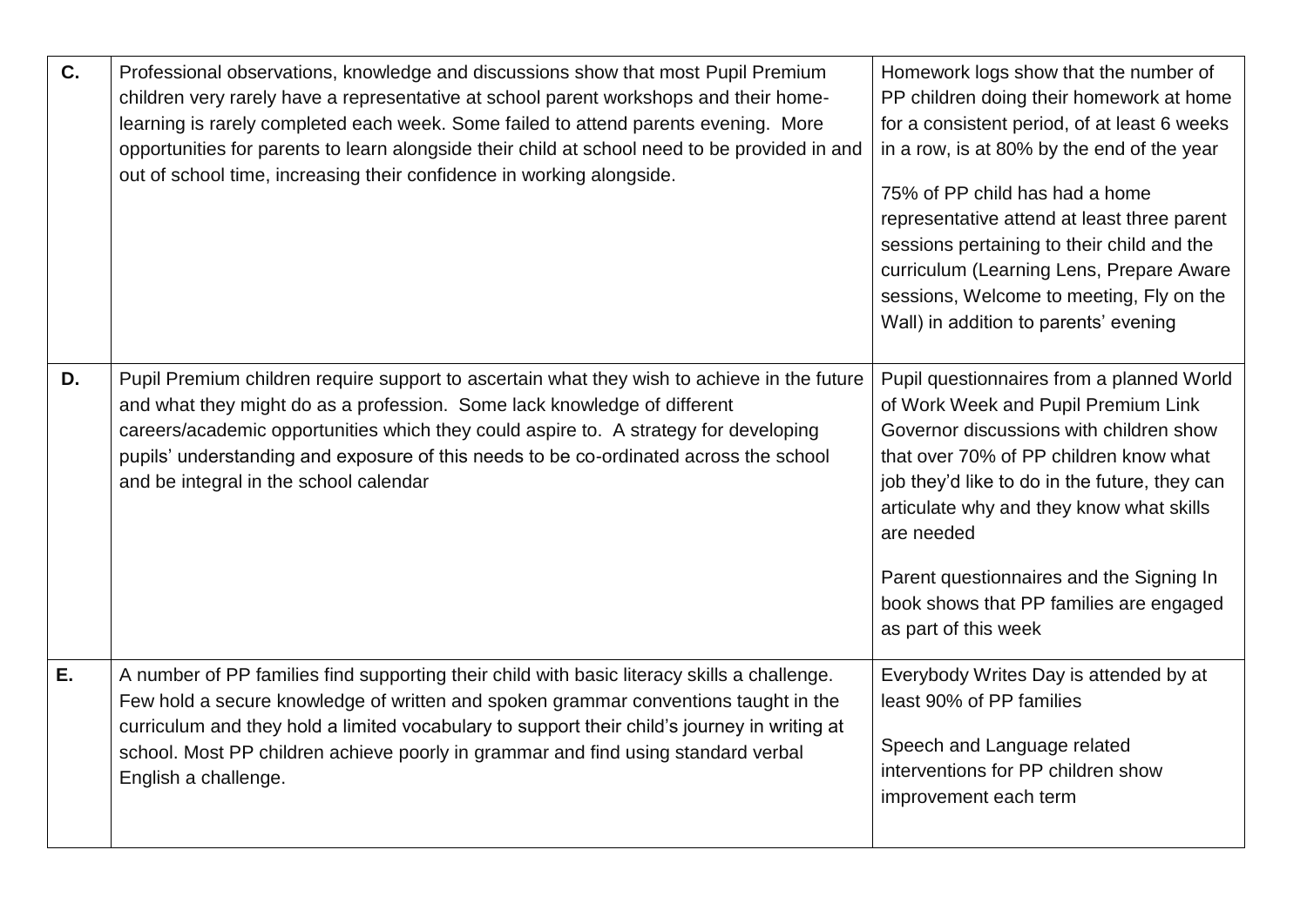| | | |
|---|---|---|
| **C.** | Professional observations, knowledge and discussions show that most Pupil Premium children very rarely have a representative at school parent workshops and their home-learning is rarely completed each week. Some failed to attend parents evening. More opportunities for parents to learn alongside their child at school need to be provided in and out of school time, increasing their confidence in working alongside. | Homework logs show that the number of PP children doing their homework at home for a consistent period, of at least 6 weeks in a row, is at 80% by the end of the year<br><br>75% of PP child has had a home representative attend at least three parent sessions pertaining to their child and the curriculum (Learning Lens, Prepare Aware sessions, Welcome to meeting, Fly on the Wall) in addition to parents' evening |
| **D.** | Pupil Premium children require support to ascertain what they wish to achieve in the future and what they might do as a profession. Some lack knowledge of different careers/academic opportunities which they could aspire to. A strategy for developing pupils' understanding and exposure of this needs to be co-ordinated across the school and be integral in the school calendar | Pupil questionnaires from a planned World of Work Week and Pupil Premium Link Governor discussions with children show that over 70% of PP children know what job they'd like to do in the future, they can articulate why and they know what skills are needed<br><br>Parent questionnaires and the Signing In book shows that PP families are engaged as part of this week |
| **E.** | A number of PP families find supporting their child with basic literacy skills a challenge. Few hold a secure knowledge of written and spoken grammar conventions taught in the curriculum and they hold a limited vocabulary to support their child's journey in writing at school. Most PP children achieve poorly in grammar and find using standard verbal English a challenge. | Everybody Writes Day is attended by at least 90% of PP families<br><br>Speech and Language related interventions for PP children show improvement each term |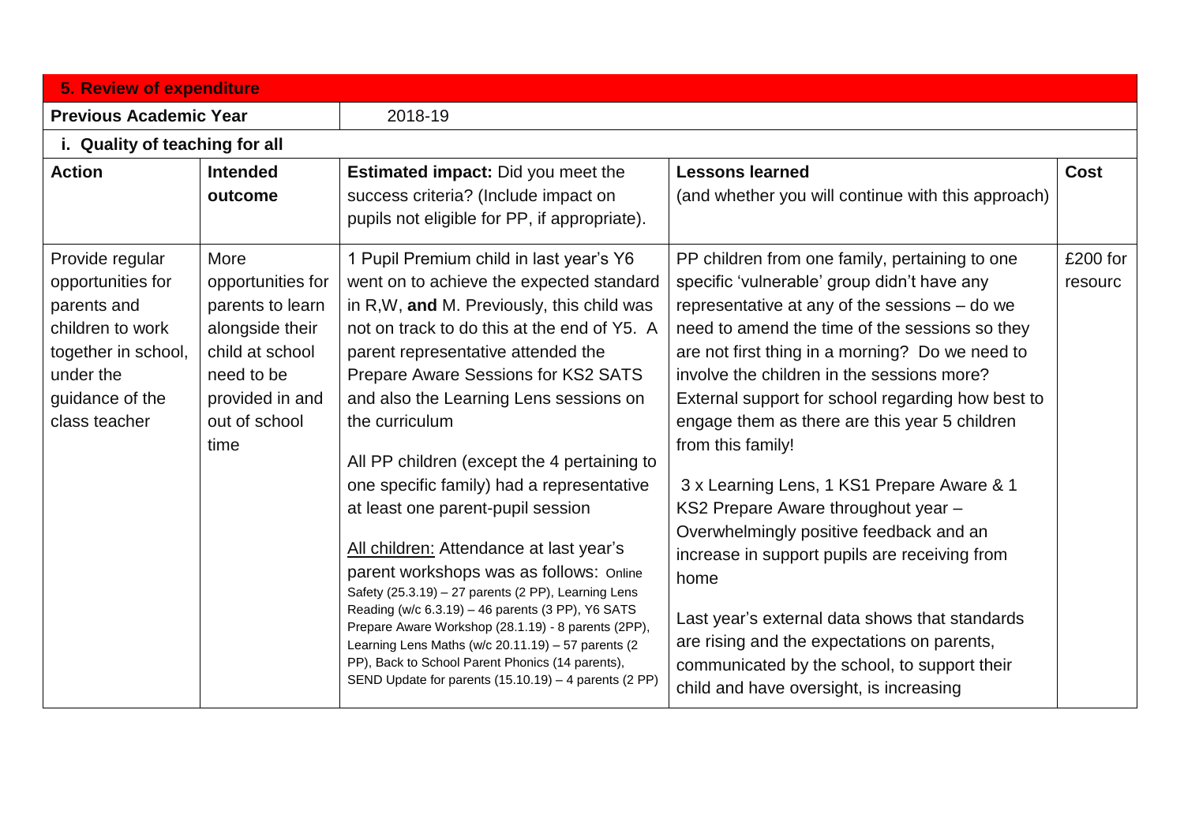## 5. Review of expenditure

| **Previous Academic Year** | 2018-19 |
|---|---|

**i. Quality of teaching for all**

| **Action** | **Intended outcome** | **Estimated impact:** Did you meet the success criteria? (Include impact on pupils not eligible for PP, if appropriate). | **Lessons learned** (and whether you will continue with this approach) | **Cost** |
|---|---|---|---|---|
| Provide regular opportunities for parents and children to work together in school, under the guidance of the class teacher | More opportunities for parents to learn alongside their child at school need to be provided in and out of school time | 1 Pupil Premium child in last year's Y6 went on to achieve the expected standard in R,W, **and** M. Previously, this child was not on track to do this at the end of Y5. A parent representative attended the Prepare Aware Sessions for KS2 SATS and also the Learning Lens sessions on the curriculum<br><br>All PP children (except the 4 pertaining to one specific family) had a representative at least one parent-pupil session<br><br><u>All children:</u> Attendance at last year's parent workshops was as follows: Online Safety (25.3.19) – 27 parents (2 PP), Learning Lens Reading (w/c 6.3.19) – 46 parents (3 PP), Y6 SATS Prepare Aware Workshop (28.1.19) - 8 parents (2PP), Learning Lens Maths (w/c 20.11.19) – 57 parents (2 PP), Back to School Parent Phonics (14 parents), SEND Update for parents (15.10.19) – 4 parents (2 PP) | PP children from one family, pertaining to one specific 'vulnerable' group didn't have any representative at any of the sessions – do we need to amend the time of the sessions so they are not first thing in a morning? Do we need to involve the children in the sessions more? External support for school regarding how best to engage them as there are this year 5 children from this family!<br><br>3 x Learning Lens, 1 KS1 Prepare Aware & 1 KS2 Prepare Aware throughout year – Overwhelmingly positive feedback and an increase in support pupils are receiving from home<br><br>Last year's external data shows that standards are rising and the expectations on parents, communicated by the school, to support their child and have oversight, is increasing | £200 for resourc |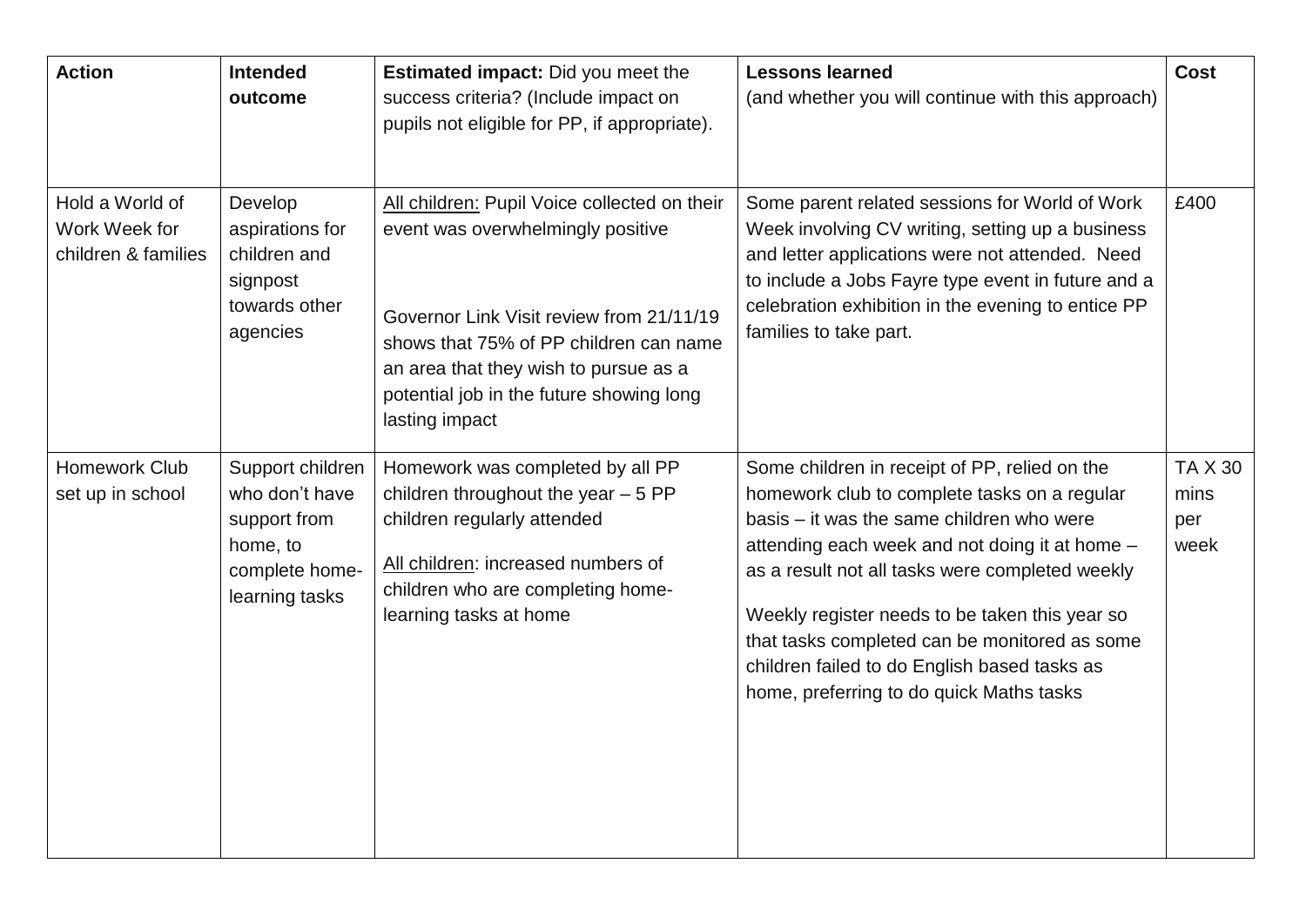| Action | Intended outcome | Estimated impact: Did you meet the success criteria? (Include impact on pupils not eligible for PP, if appropriate). | Lessons learned (and whether you will continue with this approach) | Cost |
|---|---|---|---|---|
| Hold a World of Work Week for children & families | Develop aspirations for children and signpost towards other agencies | All children: Pupil Voice collected on their event was overwhelmingly positive<br><br>Governor Link Visit review from 21/11/19 shows that 75% of PP children can name an area that they wish to pursue as a potential job in the future showing long lasting impact | Some parent related sessions for World of Work Week involving CV writing, setting up a business and letter applications were not attended. Need to include a Jobs Fayre type event in future and a celebration exhibition in the evening to entice PP families to take part. | £400 |
| Homework Club set up in school | Support children who don't have support from home, to complete home-learning tasks | Homework was completed by all PP children throughout the year – 5 PP children regularly attended<br><br>All children: increased numbers of children who are completing home-learning tasks at home | Some children in receipt of PP, relied on the homework club to complete tasks on a regular basis – it was the same children who were attending each week and not doing it at home – as a result not all tasks were completed weekly<br><br>Weekly register needs to be taken this year so that tasks completed can be monitored as some children failed to do English based tasks as home, preferring to do quick Maths tasks | TA X 30 mins per week |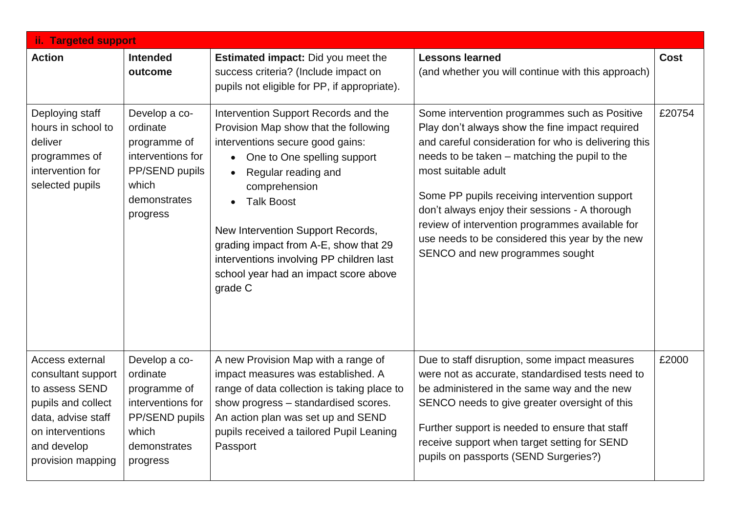| ii. Targeted support | | | | |
|---|---|---|---|---|
| **Action** | **Intended outcome** | **Estimated impact:** Did you meet the success criteria? (Include impact on pupils not eligible for PP, if appropriate). | **Lessons learned** (and whether you will continue with this approach) | **Cost** |
| Deploying staff hours in school to deliver programmes of intervention for selected pupils | Develop a co-ordinate programme of interventions for PP/SEND pupils which demonstrates progress | Intervention Support Records and the Provision Map show that the following interventions secure good gains: <br>• One to One spelling support <br>• Regular reading and comprehension <br>• Talk Boost <br><br>New Intervention Support Records, grading impact from A-E, show that 29 interventions involving PP children last school year had an impact score above grade C | Some intervention programmes such as Positive Play don't always show the fine impact required and careful consideration for who is delivering this needs to be taken – matching the pupil to the most suitable adult <br><br>Some PP pupils receiving intervention support don't always enjoy their sessions - A thorough review of intervention programmes available for use needs to be considered this year by the new SENCO and new programmes sought | £20754 |
| Access external consultant support to assess SEND pupils and collect data, advise staff on interventions and develop provision mapping | Develop a co-ordinate programme of interventions for PP/SEND pupils which demonstrates progress | A new Provision Map with a range of impact measures was established. A range of data collection is taking place to show progress – standardised scores. An action plan was set up and SEND pupils received a tailored Pupil Leaning Passport | Due to staff disruption, some impact measures were not as accurate, standardised tests need to be administered in the same way and the new SENCO needs to give greater oversight of this <br><br>Further support is needed to ensure that staff receive support when target setting for SEND pupils on passports (SEND Surgeries?) | £2000 |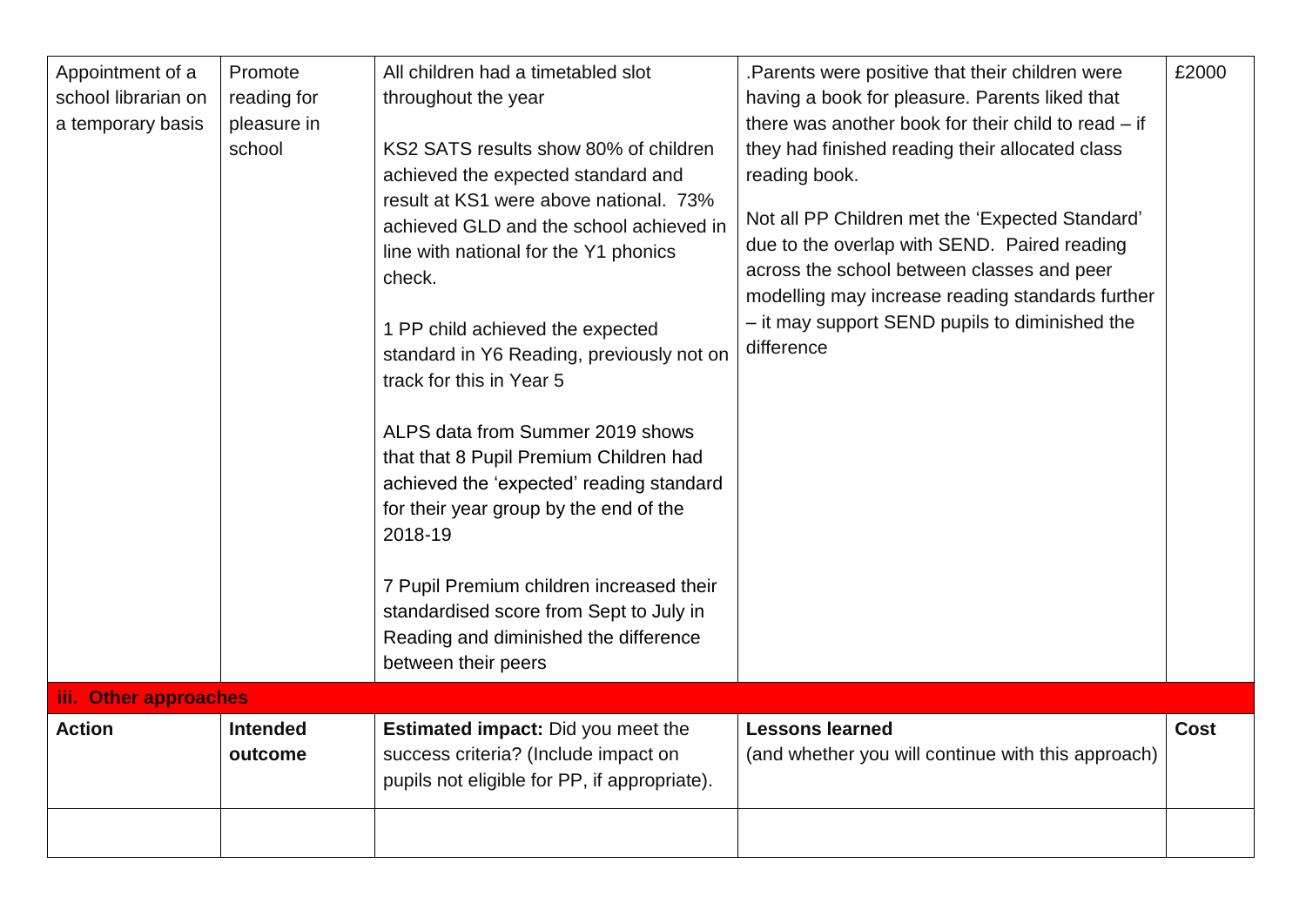| Appointment of a school librarian on a temporary basis | Promote reading for pleasure in school | All children had a timetabled slot throughout the year<br><br>KS2 SATS results show 80% of children achieved the expected standard and result at KS1 were above national. 73% achieved GLD and the school achieved in line with national for the Y1 phonics check.<br><br>1 PP child achieved the expected standard in Y6 Reading, previously not on track for this in Year 5<br><br>ALPS data from Summer 2019 shows that that 8 Pupil Premium Children had achieved the 'expected' reading standard for their year group by the end of the 2018-19<br><br>7 Pupil Premium children increased their standardised score from Sept to July in Reading and diminished the difference between their peers | .Parents were positive that their children were having a book for pleasure. Parents liked that there was another book for their child to read – if they had finished reading their allocated class reading book.<br><br>Not all PP Children met the 'Expected Standard' due to the overlap with SEND. Paired reading across the school between classes and peer modelling may increase reading standards further – it may support SEND pupils to diminished the difference | £2000 |
|---|---|---|---|---|
| **iii. Other approaches** | | | | |
| **Action** | **Intended outcome** | **Estimated impact:** Did you meet the success criteria? (Include impact on pupils not eligible for PP, if appropriate). | **Lessons learned**<br>(and whether you will continue with this approach) | **Cost** |
| | | | | |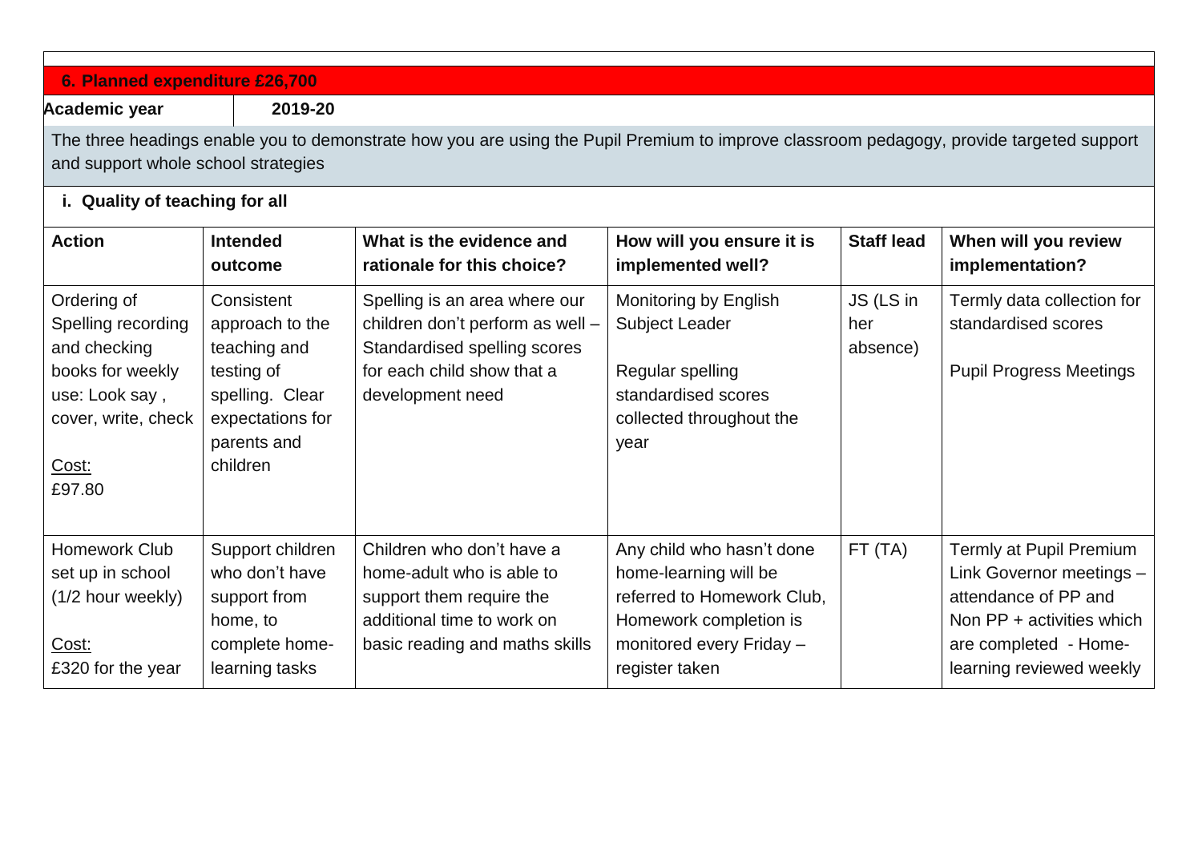## 6. Planned expenditure £26,700

| Academic year | 2019-20 |
|---|---|

The three headings enable you to demonstrate how you are using the Pupil Premium to improve classroom pedagogy, provide targeted support and support whole school strategies

### i. Quality of teaching for all

| Action | Intended outcome | What is the evidence and rationale for this choice? | How will you ensure it is implemented well? | Staff lead | When will you review implementation? |
|---|---|---|---|---|---|
| Ordering of Spelling recording and checking books for weekly use: Look say , cover, write, check<br><br>Cost:<br>£97.80 | Consistent approach to the teaching and testing of spelling. Clear expectations for parents and children | Spelling is an area where our children don't perform as well – Standardised spelling scores for each child show that a development need | Monitoring by English Subject Leader<br><br>Regular spelling standardised scores collected throughout the year | JS (LS in her absence) | Termly data collection for standardised scores<br><br>Pupil Progress Meetings |
| Homework Club set up in school (1/2 hour weekly)<br><br>Cost:<br>£320 for the year | Support children who don't have support from home, to complete home-learning tasks | Children who don't have a home-adult who is able to support them require the additional time to work on basic reading and maths skills | Any child who hasn't done home-learning will be referred to Homework Club, Homework completion is monitored every Friday – register taken | FT (TA) | Termly at Pupil Premium Link Governor meetings – attendance of PP and Non PP + activities which are completed - Home-learning reviewed weekly |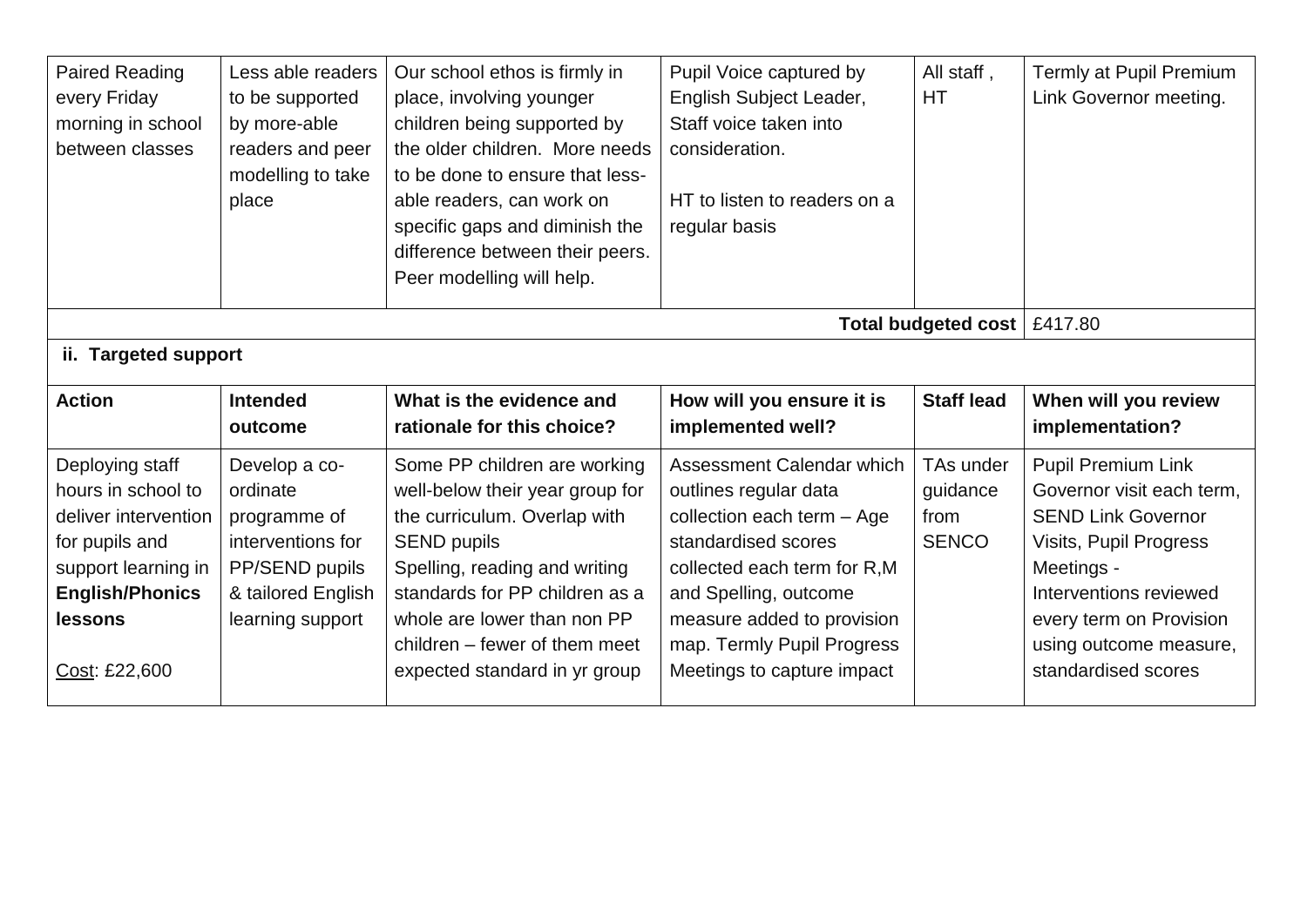| Paired Reading every Friday morning in school between classes | Less able readers to be supported by more-able readers and peer modelling to take place | Our school ethos is firmly in place, involving younger children being supported by the older children. More needs to be done to ensure that less-able readers, can work on specific gaps and diminish the difference between their peers. Peer modelling will help. | Pupil Voice captured by English Subject Leader, Staff voice taken into consideration.<br><br>HT to listen to readers on a regular basis | All staff , HT | Termly at Pupil Premium Link Governor meeting. |
|---|---|---|---|---|---|
| | | | | **Total budgeted cost** | £417.80 |

**ii. Targeted support**

| Action | Intended outcome | What is the evidence and rationale for this choice? | How will you ensure it is implemented well? | Staff lead | When will you review implementation? |
|---|---|---|---|---|---|
| Deploying staff hours in school to deliver intervention for pupils and support learning in **English/Phonics lessons**<br><br>Cost: £22,600 | Develop a co-ordinate programme of interventions for PP/SEND pupils & tailored English learning support | Some PP children are working well-below their year group for the curriculum. Overlap with SEND pupils<br>Spelling, reading and writing standards for PP children as a whole are lower than non PP children – fewer of them meet expected standard in yr group | Assessment Calendar which outlines regular data collection each term – Age standardised scores collected each term for R,M and Spelling, outcome measure added to provision map. Termly Pupil Progress Meetings to capture impact | TAs under guidance from SENCO | Pupil Premium Link Governor visit each term, SEND Link Governor Visits, Pupil Progress Meetings -<br>Interventions reviewed every term on Provision using outcome measure, standardised scores |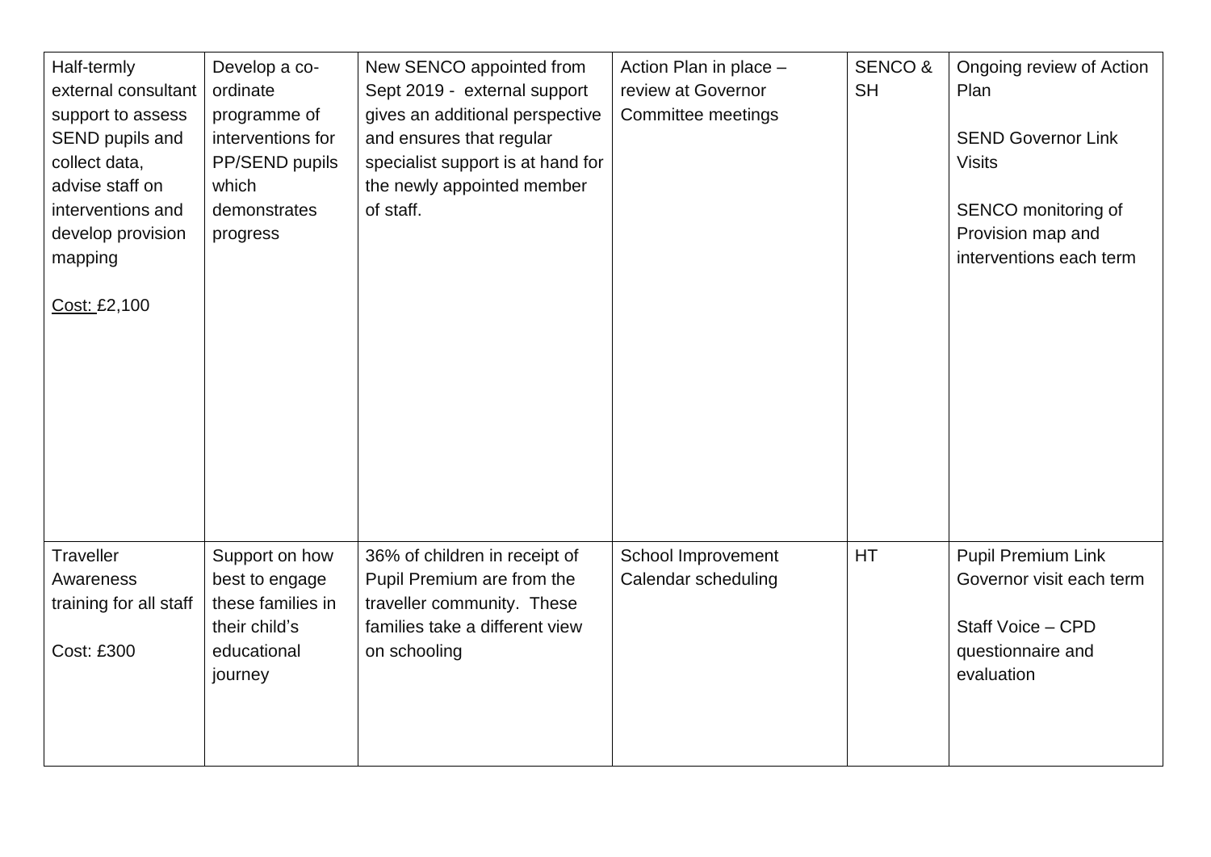| | | | | | |
|---|---|---|---|---|---|
| Half-termly external consultant support to assess SEND pupils and collect data, advise staff on interventions and develop provision mapping<br><br>Cost: £2,100 | Develop a co-ordinate programme of interventions for PP/SEND pupils which demonstrates progress | New SENCO appointed from Sept 2019 - external support gives an additional perspective and ensures that regular specialist support is at hand for the newly appointed member of staff. | Action Plan in place – review at Governor Committee meetings | SENCO & SH | Ongoing review of Action Plan<br><br>SEND Governor Link Visits<br><br>SENCO monitoring of Provision map and interventions each term |
| Traveller Awareness training for all staff<br><br>Cost: £300 | Support on how best to engage these families in their child's educational journey | 36% of children in receipt of Pupil Premium are from the traveller community. These families take a different view on schooling | School Improvement Calendar scheduling | HT | Pupil Premium Link Governor visit each term<br><br>Staff Voice – CPD questionnaire and evaluation |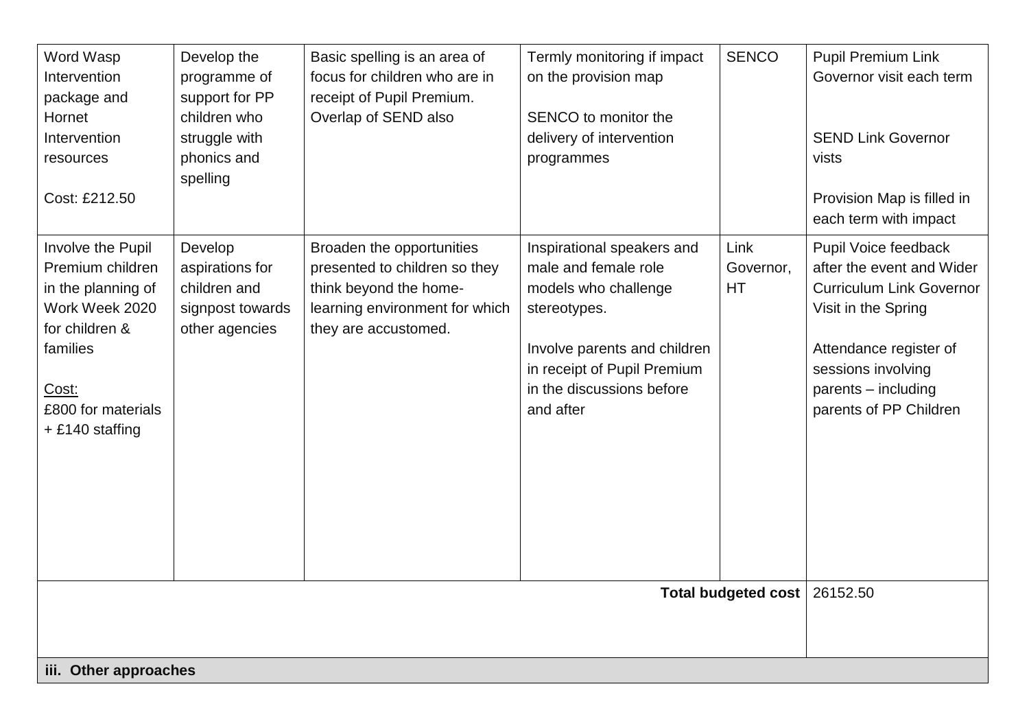| | | | | | |
|---|---|---|---|---|---|
| Word Wasp Intervention package and Hornet Intervention resources<br><br>Cost: £212.50 | Develop the programme of support for PP children who struggle with phonics and spelling | Basic spelling is an area of focus for children who are in receipt of Pupil Premium. Overlap of SEND also | Termly monitoring if impact on the provision map<br><br>SENCO to monitor the delivery of intervention programmes | SENCO | Pupil Premium Link Governor visit each term<br><br>SEND Link Governor vists<br><br>Provision Map is filled in each term with impact |
| Involve the Pupil Premium children in the planning of Work Week 2020 for children & families<br><br>Cost:<br>£800 for materials + £140 staffing | Develop aspirations for children and signpost towards other agencies | Broaden the opportunities presented to children so they think beyond the home-learning environment for which they are accustomed. | Inspirational speakers and male and female role models who challenge stereotypes.<br><br>Involve parents and children in receipt of Pupil Premium in the discussions before and after | Link Governor, HT | Pupil Voice feedback after the event and Wider Curriculum Link Governor Visit in the Spring<br><br>Attendance register of sessions involving parents – including parents of PP Children |
| | | | | **Total budgeted cost** | 26152.50 |

**iii. Other approaches**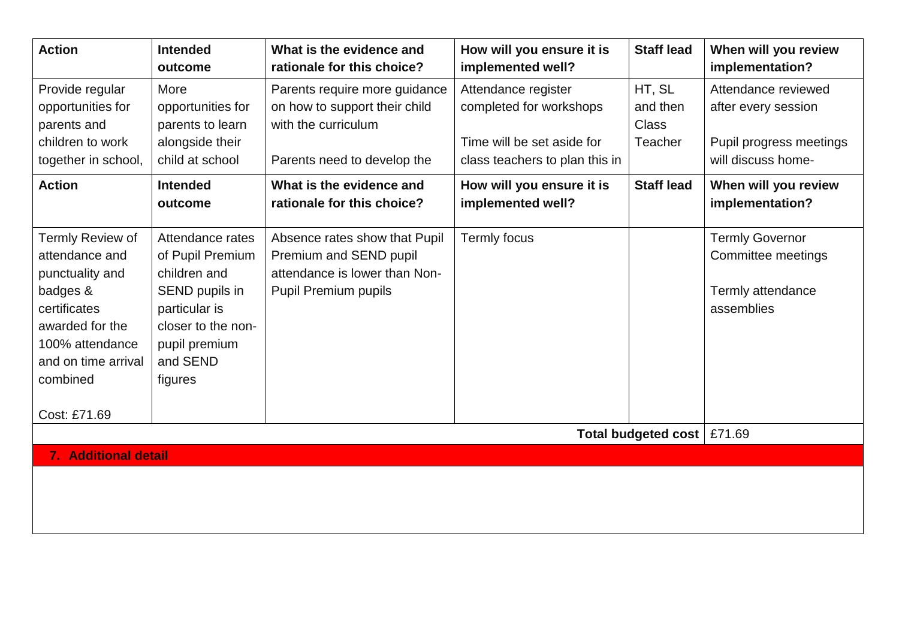| Action | Intended outcome | What is the evidence and rationale for this choice? | How will you ensure it is implemented well? | Staff lead | When will you review implementation? |
| --- | --- | --- | --- | --- | --- |
| Provide regular opportunities for parents and children to work together in school, | More opportunities for parents to learn alongside their child at school | Parents require more guidance on how to support their child with the curriculum<br><br>Parents need to develop the | Attendance register completed for workshops<br><br>Time will be set aside for class teachers to plan this in | HT, SL and then Class Teacher | Attendance reviewed after every session<br><br>Pupil progress meetings will discuss home- |

| Action | Intended outcome | What is the evidence and rationale for this choice? | How will you ensure it is implemented well? | Staff lead | When will you review implementation? |
| --- | --- | --- | --- | --- | --- |
| Termly Review of attendance and punctuality and badges & certificates awarded for the 100% attendance and on time arrival combined<br><br>Cost: £71.69 | Attendance rates of Pupil Premium children and SEND pupils in particular is closer to the non-pupil premium and SEND figures | Absence rates show that Pupil Premium and SEND pupil attendance is lower than Non-Pupil Premium pupils | Termly focus | | Termly Governor Committee meetings<br><br>Termly attendance assemblies |
| | | | | **Total budgeted cost** | £71.69 |

## 7. Additional detail